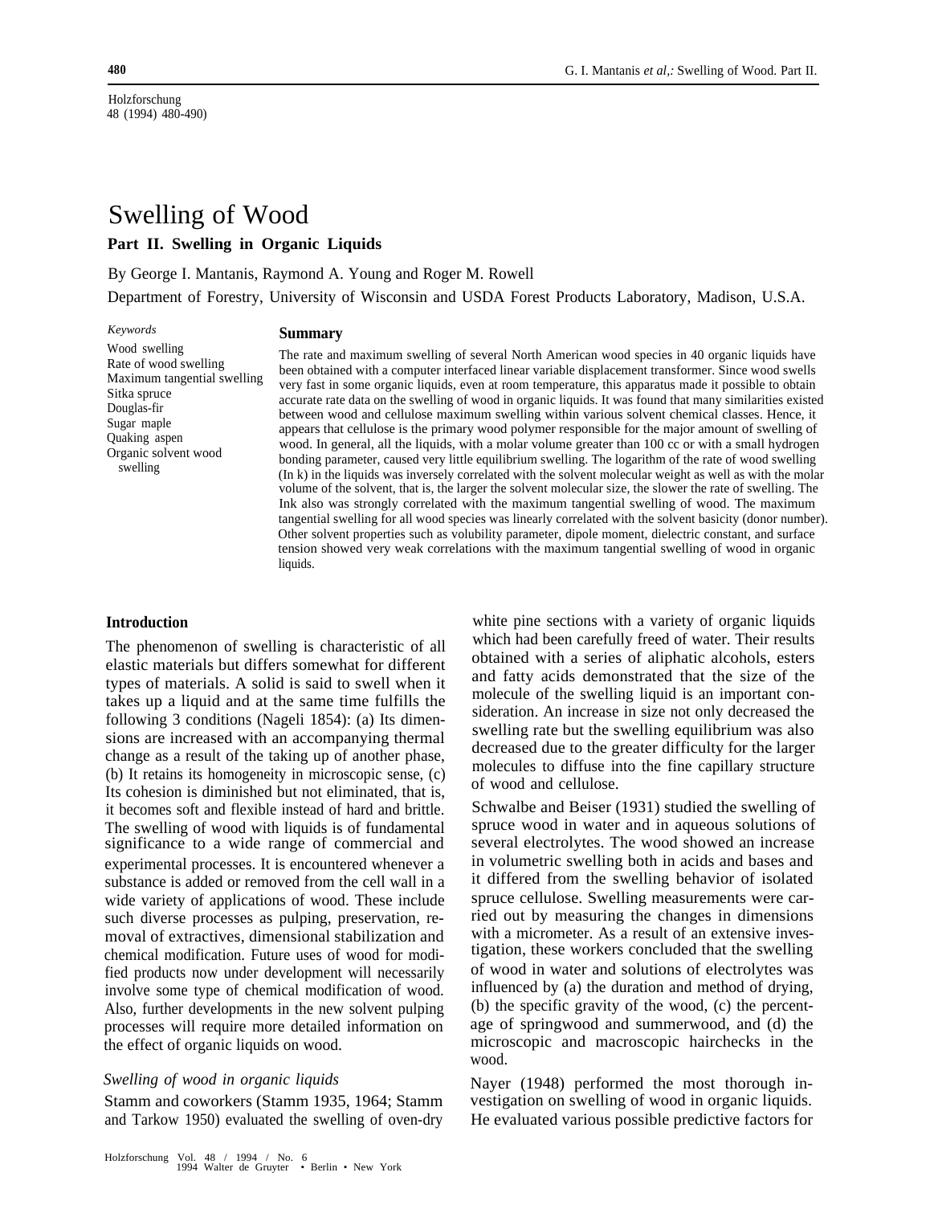Holzforschung
48 (1994) 480-490)

# Swelling of Wood

## Part II. Swelling in Organic Liquids

By George I. Mantanis, Raymond A. Young and Roger M. Rowell

Department of Forestry, University of Wisconsin and USDA Forest Products Laboratory, Madison, U.S.A.

*Keywords*

Wood swelling
Rate of wood swelling
Maximum tangential swelling
Sitka spruce
Douglas-fir
Sugar maple
Quaking aspen
Organic solvent wood swelling

**Summary**

The rate and maximum swelling of several North American wood species in 40 organic liquids have been obtained with a computer interfaced linear variable displacement transformer. Since wood swells very fast in some organic liquids, even at room temperature, this apparatus made it possible to obtain accurate rate data on the swelling of wood in organic liquids. It was found that many similarities existed between wood and cellulose maximum swelling within various solvent chemical classes. Hence, it appears that cellulose is the primary wood polymer responsible for the major amount of swelling of wood. In general, all the liquids, with a molar volume greater than 100 cc or with a small hydrogen bonding parameter, caused very little equilibrium swelling. The logarithm of the rate of wood swelling (In k) in the liquids was inversely correlated with the solvent molecular weight as well as with the molar volume of the solvent, that is, the larger the solvent molecular size, the slower the rate of swelling. The Ink also was strongly correlated with the maximum tangential swelling of wood. The maximum tangential swelling for all wood species was linearly correlated with the solvent basicity (donor number). Other solvent properties such as volubility parameter, dipole moment, dielectric constant, and surface tension showed very weak correlations with the maximum tangential swelling of wood in organic liquids.

## Introduction

The phenomenon of swelling is characteristic of all elastic materials but differs somewhat for different types of materials. A solid is said to swell when it takes up a liquid and at the same time fulfills the following 3 conditions (Nageli 1854): (a) Its dimensions are increased with an accompanying thermal change as a result of the taking up of another phase, (b) It retains its homogeneity in microscopic sense, (c) Its cohesion is diminished but not eliminated, that is, it becomes soft and flexible instead of hard and brittle. The swelling of wood with liquids is of fundamental significance to a wide range of commercial and experimental processes. It is encountered whenever a substance is added or removed from the cell wall in a wide variety of applications of wood. These include such diverse processes as pulping, preservation, removal of extractives, dimensional stabilization and chemical modification. Future uses of wood for modified products now under development will necessarily involve some type of chemical modification of wood. Also, further developments in the new solvent pulping processes will require more detailed information on the effect of organic liquids on wood.

### *Swelling of wood in organic liquids*

Stamm and coworkers (Stamm 1935, 1964; Stamm and Tarkow 1950) evaluated the swelling of oven-dry white pine sections with a variety of organic liquids which had been carefully freed of water. Their results obtained with a series of aliphatic alcohols, esters and fatty acids demonstrated that the size of the molecule of the swelling liquid is an important consideration. An increase in size not only decreased the swelling rate but the swelling equilibrium was also decreased due to the greater difficulty for the larger molecules to diffuse into the fine capillary structure of wood and cellulose.

Schwalbe and Beiser (1931) studied the swelling of spruce wood in water and in aqueous solutions of several electrolytes. The wood showed an increase in volumetric swelling both in acids and bases and it differed from the swelling behavior of isolated spruce cellulose. Swelling measurements were carried out by measuring the changes in dimensions with a micrometer. As a result of an extensive investigation, these workers concluded that the swelling of wood in water and solutions of electrolytes was influenced by (a) the duration and method of drying, (b) the specific gravity of the wood, (c) the percentage of springwood and summerwood, and (d) the microscopic and macroscopic hairchecks in the wood.

Nayer (1948) performed the most thorough investigation on swelling of wood in organic liquids. He evaluated various possible predictive factors for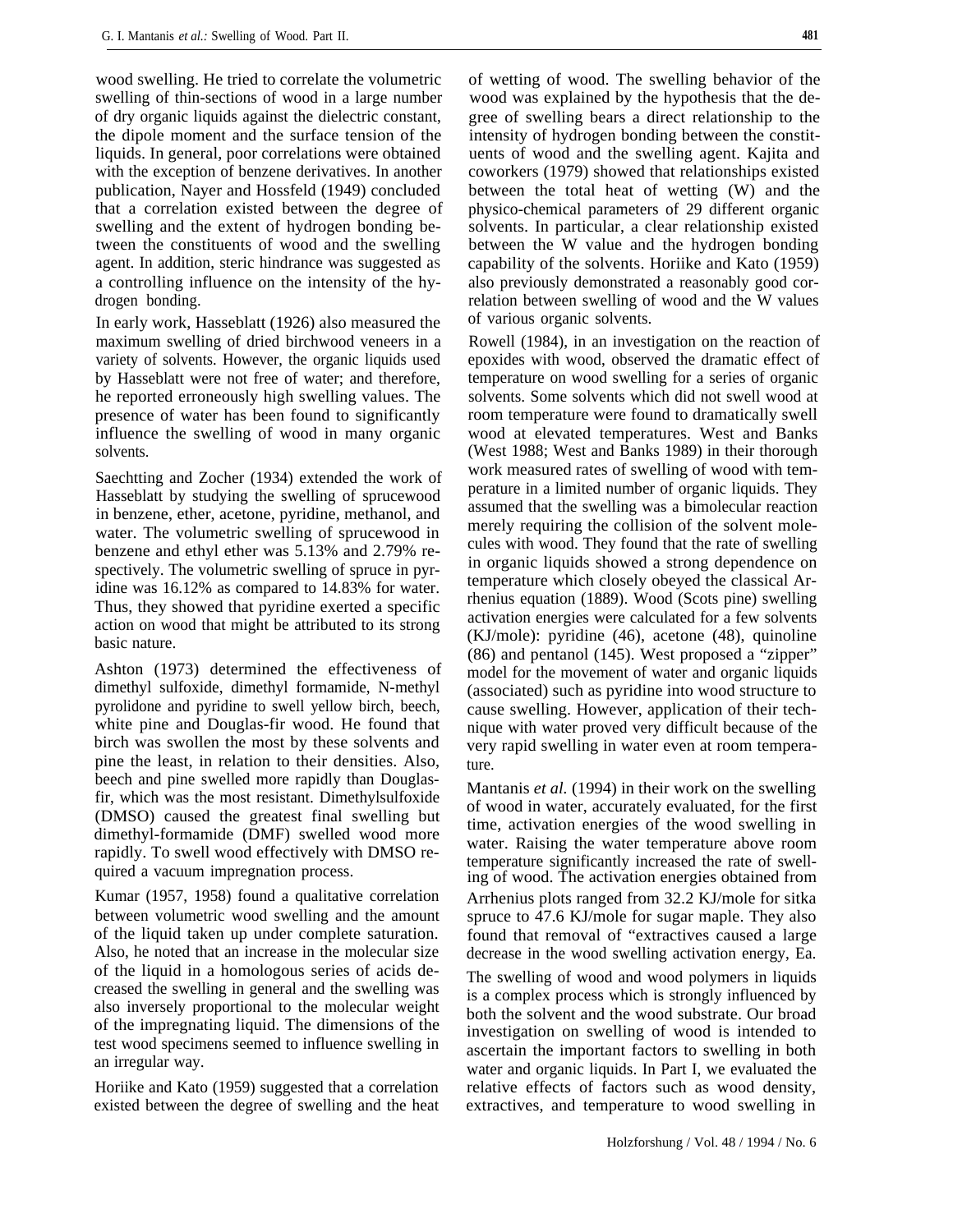wood swelling. He tried to correlate the volumetric swelling of thin-sections of wood in a large number of dry organic liquids against the dielectric constant, the dipole moment and the surface tension of the liquids. In general, poor correlations were obtained with the exception of benzene derivatives. In another publication, Nayer and Hossfeld (1949) concluded that a correlation existed between the degree of swelling and the extent of hydrogen bonding between the constituents of wood and the swelling agent. In addition, steric hindrance was suggested as a controlling influence on the intensity of the hydrogen bonding.

In early work, Hasseblatt (1926) also measured the maximum swelling of dried birchwood veneers in a variety of solvents. However, the organic liquids used by Hasseblatt were not free of water; and therefore, he reported erroneously high swelling values. The presence of water has been found to significantly influence the swelling of wood in many organic solvents.

Saechtting and Zocher (1934) extended the work of Hasseblatt by studying the swelling of sprucewood in benzene, ether, acetone, pyridine, methanol, and water. The volumetric swelling of sprucewood in benzene and ethyl ether was 5.13% and 2.79% respectively. The volumetric swelling of spruce in pyridine was 16.12% as compared to 14.83% for water. Thus, they showed that pyridine exerted a specific action on wood that might be attributed to its strong basic nature.

Ashton (1973) determined the effectiveness of dimethyl sulfoxide, dimethyl formamide, N-methyl pyrolidone and pyridine to swell yellow birch, beech, white pine and Douglas-fir wood. He found that birch was swollen the most by these solvents and pine the least, in relation to their densities. Also, beech and pine swelled more rapidly than Douglas-fir, which was the most resistant. Dimethylsulfoxide (DMSO) caused the greatest final swelling but dimethyl-formamide (DMF) swelled wood more rapidly. To swell wood effectively with DMSO required a vacuum impregnation process.

Kumar (1957, 1958) found a qualitative correlation between volumetric wood swelling and the amount of the liquid taken up under complete saturation. Also, he noted that an increase in the molecular size of the liquid in a homologous series of acids decreased the swelling in general and the swelling was also inversely proportional to the molecular weight of the impregnating liquid. The dimensions of the test wood specimens seemed to influence swelling in an irregular way.

Horiike and Kato (1959) suggested that a correlation existed between the degree of swelling and the heat of wetting of wood. The swelling behavior of the wood was explained by the hypothesis that the degree of swelling bears a direct relationship to the intensity of hydrogen bonding between the constituents of wood and the swelling agent. Kajita and coworkers (1979) showed that relationships existed between the total heat of wetting (W) and the physico-chemical parameters of 29 different organic solvents. In particular, a clear relationship existed between the W value and the hydrogen bonding capability of the solvents. Horiike and Kato (1959) also previously demonstrated a reasonably good correlation between swelling of wood and the W values of various organic solvents.

Rowell (1984), in an investigation on the reaction of epoxides with wood, observed the dramatic effect of temperature on wood swelling for a series of organic solvents. Some solvents which did not swell wood at room temperature were found to dramatically swell wood at elevated temperatures. West and Banks (West 1988; West and Banks 1989) in their thorough work measured rates of swelling of wood with temperature in a limited number of organic liquids. They assumed that the swelling was a bimolecular reaction merely requiring the collision of the solvent molecules with wood. They found that the rate of swelling in organic liquids showed a strong dependence on temperature which closely obeyed the classical Arrhenius equation (1889). Wood (Scots pine) swelling activation energies were calculated for a few solvents (KJ/mole): pyridine (46), acetone (48), quinoline (86) and pentanol (145). West proposed a "zipper" model for the movement of water and organic liquids (associated) such as pyridine into wood structure to cause swelling. However, application of their technique with water proved very difficult because of the very rapid swelling in water even at room temperature.

Mantanis *et al.* (1994) in their work on the swelling of wood in water, accurately evaluated, for the first time, activation energies of the wood swelling in water. Raising the water temperature above room temperature significantly increased the rate of swelling of wood. The activation energies obtained from Arrhenius plots ranged from 32.2 KJ/mole for sitka spruce to 47.6 KJ/mole for sugar maple. They also found that removal of "extractives caused a large decrease in the wood swelling activation energy, Ea.

The swelling of wood and wood polymers in liquids is a complex process which is strongly influenced by both the solvent and the wood substrate. Our broad investigation on swelling of wood is intended to ascertain the important factors to swelling in both water and organic liquids. In Part I, we evaluated the relative effects of factors such as wood density, extractives, and temperature to wood swelling in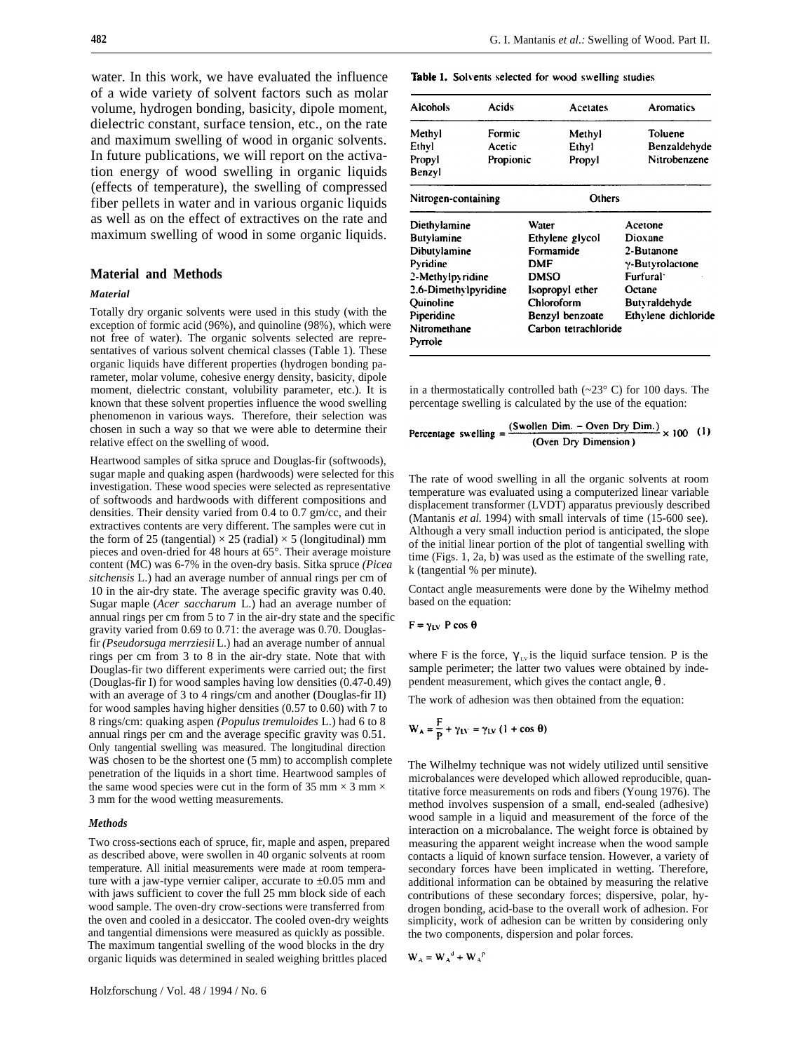water. In this work, we have evaluated the influence of a wide variety of solvent factors such as molar volume, hydrogen bonding, basicity, dipole moment, dielectric constant, surface tension, etc., on the rate and maximum swelling of wood in organic solvents. In future publications, we will report on the activation energy of wood swelling in organic liquids (effects of temperature), the swelling of compressed fiber pellets in water and in various organic liquids as well as on the effect of extractives on the rate and maximum swelling of wood in some organic liquids.

## Material and Methods

### *Material*

Totally dry organic solvents were used in this study (with the exception of formic acid (96%), and quinoline (98%), which were not free of water). The organic solvents selected are representatives of various solvent chemical classes (Table 1). These organic liquids have different properties (hydrogen bonding parameter, molar volume, cohesive energy density, basicity, dipole moment, dielectric constant, volubility parameter, etc.). It is known that these solvent properties influence the wood swelling phenomenon in various ways. Therefore, their selection was chosen in such a way so that we were able to determine their relative effect on the swelling of wood.

Heartwood samples of sitka spruce and Douglas-fir (softwoods), sugar maple and quaking aspen (hardwoods) were selected for this investigation. These wood species were selected as representative of softwoods and hardwoods with different compositions and densities. Their density varied from 0.4 to 0.7 gm/cc, and their extractives contents are very different. The samples were cut in the form of 25 (tangential) × 25 (radial) × 5 (longitudinal) mm pieces and oven-dried for 48 hours at 65°. Their average moisture content (MC) was 6-7% in the oven-dry basis. Sitka spruce *(Picea sitchensis* L.) had an average number of annual rings per cm of 10 in the air-dry state. The average specific gravity was 0.40. Sugar maple (*Acer saccharum* L.) had an average number of annual rings per cm from 5 to 7 in the air-dry state and the specific gravity varied from 0.69 to 0.71: the average was 0.70. Douglas-fir *(Pseudorsuga merrziesii* L.) had an average number of annual rings per cm from 3 to 8 in the air-dry state. Note that with Douglas-fir two different experiments were carried out; the first (Douglas-fir I) for wood samples having low densities (0.47-0.49) with an average of 3 to 4 rings/cm and another (Douglas-fir II) for wood samples having higher densities (0.57 to 0.60) with 7 to 8 rings/cm: quaking aspen *(Populus tremuloides* L.) had 6 to 8 annual rings per cm and the average specific gravity was 0.51. Only tangential swelling was measured. The longitudinal direction was chosen to be the shortest one (5 mm) to accomplish complete penetration of the liquids in a short time. Heartwood samples of the same wood species were cut in the form of 35 mm × 3 mm × 3 mm for the wood wetting measurements.

### *Methods*

Two cross-sections each of spruce, fir, maple and aspen, prepared as described above, were swollen in 40 organic solvents at room temperature. All initial measurements were made at room temperature with a jaw-type vernier caliper, accurate to ±0.05 mm and with jaws sufficient to cover the full 25 mm block side of each wood sample. The oven-dry crow-sections were transferred from the oven and cooled in a desiccator. The cooled oven-dry weights and tangential dimensions were measured as quickly as possible. The maximum tangential swelling of the wood blocks in the dry organic liquids was determined in sealed weighing brittles placed in a thermostatically controlled bath (~23° C) for 100 days. The percentage swelling is calculated by the use of the equation:

**Table 1.** Solvents selected for wood swelling studies

| Alcohols | Acids | Acetates | Aromatics |
|---|---|---|---|
| Methyl | Formic | Methyl | Toluene |
| Ethyl | Acetic | Ethyl | Benzaldehyde |
| Propyl | Propionic | Propyl | Nitrobenzene |
| Benzyl | | | |

| Nitrogen-containing | Others | |
|---|---|---|
| Diethylamine | Water | Acetone |
| Butylamine | Ethylene glycol | Dioxane |
| Dibutylamine | Formamide | 2-Butanone |
| Pyridine | DMF | γ-Butyrolactone |
| 2-Methylpyridine | DMSO | Furfural |
| 2,6-Dimethylpyridine | Isopropyl ether | Octane |
| Quinoline | Chloroform | Butyraldehyde |
| Piperidine | Benzyl benzoate | Ethylene dichloride |
| Nitromethane | Carbon tetrachloride | |
| Pyrrole | | |

$$\text{Percentage swelling} = \frac{(\text{Swollen Dim.} - \text{Oven Dry Dim.})}{(\text{Oven Dry Dimension})} \times 100 \quad (1)$$

The rate of wood swelling in all the organic solvents at room temperature was evaluated using a computerized linear variable displacement transformer (LVDT) apparatus previously described (Mantanis *et al.* 1994) with small intervals of time (15-600 see). Although a very small induction period is anticipated, the slope of the initial linear portion of the plot of tangential swelling with time (Figs. 1, 2a, b) was used as the estimate of the swelling rate, k (tangential % per minute).

Contact angle measurements were done by the Wihelmy method based on the equation:

$$F = \gamma_{LV} \; P \cos \theta$$

where F is the force, $\gamma_{LV}$ is the liquid surface tension. P is the sample perimeter; the latter two values were obtained by independent measurement, which gives the contact angle, $\theta$.

The work of adhesion was then obtained from the equation:

$$W_A = \frac{F}{P} + \gamma_{LV} = \gamma_{LV} \; (1 + \cos \theta)$$

The Wilhelmy technique was not widely utilized until sensitive microbalances were developed which allowed reproducible, quantitative force measurements on rods and fibers (Young 1976). The method involves suspension of a small, end-sealed (adhesive) wood sample in a liquid and measurement of the force of the interaction on a microbalance. The weight force is obtained by measuring the apparent weight increase when the wood sample contacts a liquid of known surface tension. However, a variety of secondary forces have been implicated in wetting. Therefore, additional information can be obtained by measuring the relative contributions of these secondary forces; dispersive, polar, hydrogen bonding, acid-base to the overall work of adhesion. For simplicity, work of adhesion can be written by considering only the two components, dispersion and polar forces.

$$W_A = W_A^{d} + W_A^{p}$$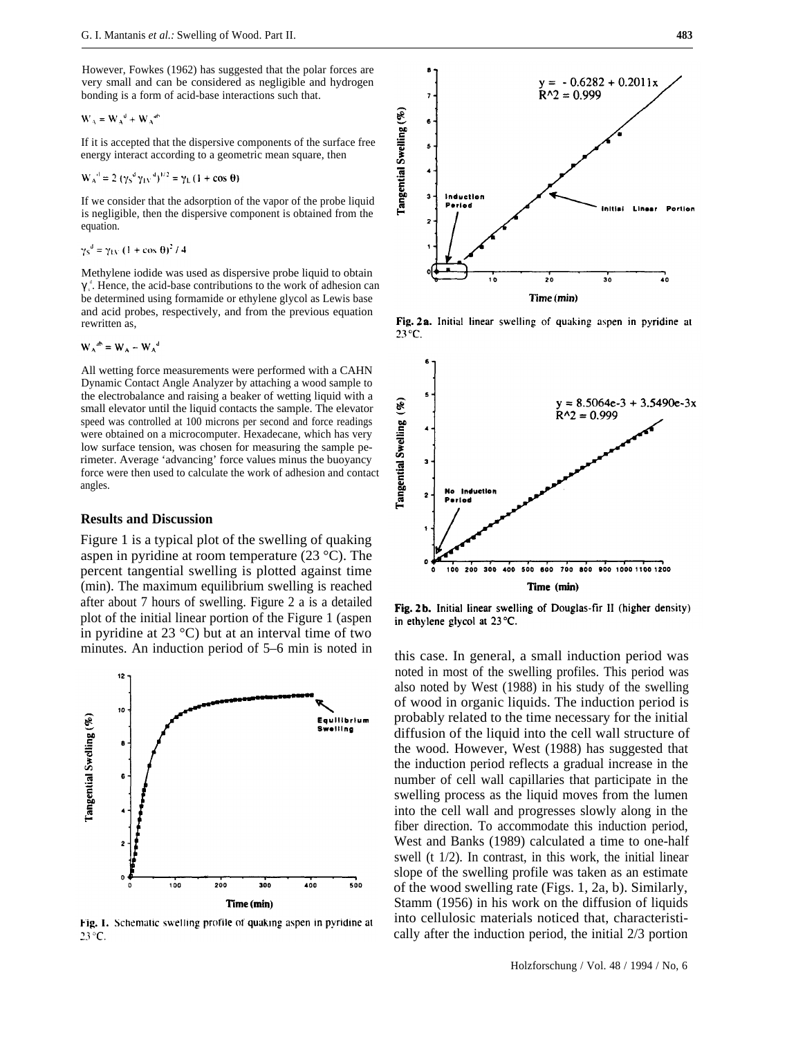However, Fowkes (1962) has suggested that the polar forces are very small and can be considered as negligible and hydrogen bonding is a form of acid-base interactions such that.

$$W_A = W_A^d + W_A^{ab}$$

If it is accepted that the dispersive components of the surface free energy interact according to a geometric mean square, then

$$W_A^d = 2\,(\gamma_S^d\,\gamma_{LV}^d)^{1/2} = \gamma_L\,(1 + \cos\theta)$$

If we consider that the adsorption of the vapor of the probe liquid is negligible, then the dispersive component is obtained from the equation.

$$\gamma_S^d = \gamma_{LV}\,(1 + \cos\theta)^2 / 4$$

Methylene iodide was used as dispersive probe liquid to obtain $\gamma_s^d$. Hence, the acid-base contributions to the work of adhesion can be determined using formamide or ethylene glycol as Lewis base and acid probes, respectively, and from the previous equation rewritten as,

$$W_A^{ab} = W_A - W_A^d$$

All wetting force measurements were performed with a CAHN Dynamic Contact Angle Analyzer by attaching a wood sample to the electrobalance and raising a beaker of wetting liquid with a small elevator until the liquid contacts the sample. The elevator speed was controlled at 100 microns per second and force readings were obtained on a microcomputer. Hexadecane, which has very low surface tension, was chosen for measuring the sample perimeter. Average 'advancing' force values minus the buoyancy force were then used to calculate the work of adhesion and contact angles.

## Results and Discussion

Figure 1 is a typical plot of the swelling of quaking aspen in pyridine at room temperature (23 °C). The percent tangential swelling is plotted against time (min). The maximum equilibrium swelling is reached after about 7 hours of swelling. Figure 2 a is a detailed plot of the initial linear portion of the Figure 1 (aspen in pyridine at 23 °C) but at an interval time of two minutes. An induction period of 5–6 min is noted in this case. In general, a small induction period was noted in most of the swelling profiles. This period was also noted by West (1988) in his study of the swelling of wood in organic liquids. The induction period is probably related to the time necessary for the initial diffusion of the liquid into the cell wall structure of the wood. However, West (1988) has suggested that the induction period reflects a gradual increase in the number of cell wall capillaries that participate in the swelling process as the liquid moves from the lumen into the cell wall and progresses slowly along in the fiber direction. To accommodate this induction period, West and Banks (1989) calculated a time to one-half swell (t 1/2). In contrast, in this work, the initial linear slope of the swelling profile was taken as an estimate of the wood swelling rate (Figs. 1, 2a, b). Similarly, Stamm (1956) in his work on the diffusion of liquids into cellulosic materials noticed that, characteristically after the induction period, the initial 2/3 portion

Fig. 1. Schematic swelling profile of quaking aspen in pyridine at 23 °C.

Fig. 2a. Initial linear swelling of quaking aspen in pyridine at 23 °C.

Fig. 2b. Initial linear swelling of Douglas-fir II (higher density) in ethylene glycol at 23 °C.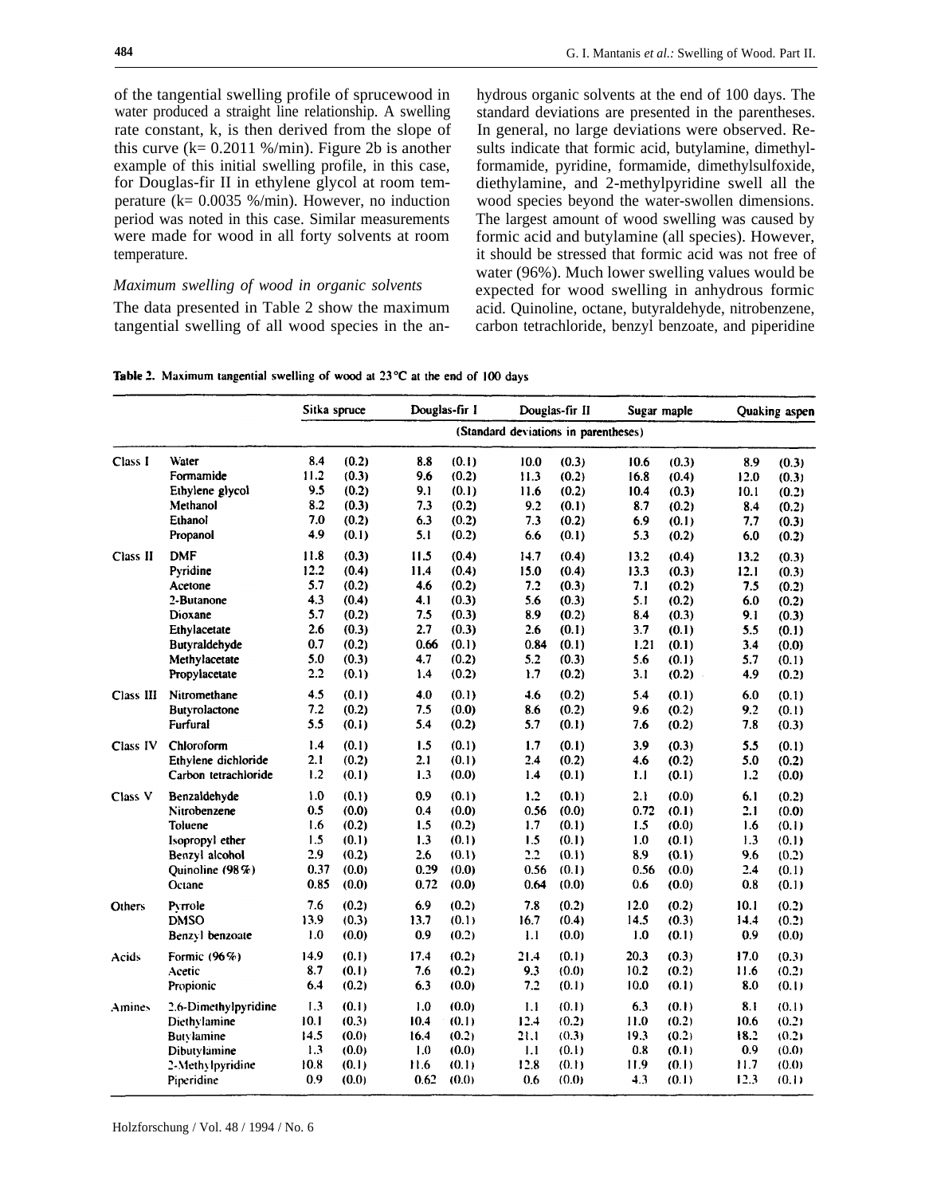of the tangential swelling profile of sprucewood in water produced a straight line relationship. A swelling rate constant, k, is then derived from the slope of this curve (k= 0.2011 %/min). Figure 2b is another example of this initial swelling profile, in this case, for Douglas-fir II in ethylene glycol at room temperature (k= 0.0035 %/min). However, no induction period was noted in this case. Similar measurements were made for wood in all forty solvents at room temperature.

*Maximum swelling of wood in organic solvents*

The data presented in Table 2 show the maximum tangential swelling of all wood species in the anhydrous organic solvents at the end of 100 days. The standard deviations are presented in the parentheses. In general, no large deviations were observed. Results indicate that formic acid, butylamine, dimethylformamide, pyridine, formamide, dimethylsulfoxide, diethylamine, and 2-methylpyridine swell all the wood species beyond the water-swollen dimensions. The largest amount of wood swelling was caused by formic acid and butylamine (all species). However, it should be stressed that formic acid was not free of water (96%). Much lower swelling values would be expected for wood swelling in anhydrous formic acid. Quinoline, octane, butyraldehyde, nitrobenzene, carbon tetrachloride, benzyl benzoate, and piperidine

**Table 2.** Maximum tangential swelling of wood at 23 °C at the end of 100 days

| | | Sitka spruce | | Douglas-fir I | | Douglas-fir II | | Sugar maple | | Quaking aspen | |
|---|---|---|---|---|---|---|---|---|---|---|---|
| | | (Standard deviations in parentheses) | | | | | | | | | |
| Class I | Water | 8.4 | (0.2) | 8.8 | (0.1) | 10.0 | (0.3) | 10.6 | (0.3) | 8.9 | (0.3) |
| | Formamide | 11.2 | (0.3) | 9.6 | (0.2) | 11.3 | (0.2) | 16.8 | (0.4) | 12.0 | (0.3) |
| | Ethylene glycol | 9.5 | (0.2) | 9.1 | (0.1) | 11.6 | (0.2) | 10.4 | (0.3) | 10.1 | (0.2) |
| | Methanol | 8.2 | (0.3) | 7.3 | (0.2) | 9.2 | (0.1) | 8.7 | (0.2) | 8.4 | (0.2) |
| | Ethanol | 7.0 | (0.2) | 6.3 | (0.2) | 7.3 | (0.2) | 6.9 | (0.1) | 7.7 | (0.3) |
| | Propanol | 4.9 | (0.1) | 5.1 | (0.2) | 6.6 | (0.1) | 5.3 | (0.2) | 6.0 | (0.2) |
| Class II | DMF | 11.8 | (0.3) | 11.5 | (0.4) | 14.7 | (0.4) | 13.2 | (0.4) | 13.2 | (0.3) |
| | Pyridine | 12.2 | (0.4) | 11.4 | (0.4) | 15.0 | (0.4) | 13.3 | (0.3) | 12.1 | (0.3) |
| | Acetone | 5.7 | (0.2) | 4.6 | (0.2) | 7.2 | (0.3) | 7.1 | (0.2) | 7.5 | (0.2) |
| | 2-Butanone | 4.3 | (0.4) | 4.1 | (0.3) | 5.6 | (0.3) | 5.1 | (0.2) | 6.0 | (0.2) |
| | Dioxane | 5.7 | (0.2) | 7.5 | (0.3) | 8.9 | (0.2) | 8.4 | (0.3) | 9.1 | (0.3) |
| | Ethylacetate | 2.6 | (0.3) | 2.7 | (0.3) | 2.6 | (0.1) | 3.7 | (0.1) | 5.5 | (0.1) |
| | Butyraldehyde | 0.7 | (0.2) | 0.66 | (0.1) | 0.84 | (0.1) | 1.21 | (0.1) | 3.4 | (0.0) |
| | Methylacetate | 5.0 | (0.3) | 4.7 | (0.2) | 5.2 | (0.3) | 5.6 | (0.1) | 5.7 | (0.1) |
| | Propylacetate | 2.2 | (0.1) | 1.4 | (0.2) | 1.7 | (0.2) | 3.1 | (0.2) | 4.9 | (0.2) |
| Class III | Nitromethane | 4.5 | (0.1) | 4.0 | (0.1) | 4.6 | (0.2) | 5.4 | (0.1) | 6.0 | (0.1) |
| | Butyrolactone | 7.2 | (0.2) | 7.5 | (0.0) | 8.6 | (0.2) | 9.6 | (0.2) | 9.2 | (0.1) |
| | Furfural | 5.5 | (0.1) | 5.4 | (0.2) | 5.7 | (0.1) | 7.6 | (0.2) | 7.8 | (0.3) |
| Class IV | Chloroform | 1.4 | (0.1) | 1.5 | (0.1) | 1.7 | (0.1) | 3.9 | (0.3) | 5.5 | (0.1) |
| | Ethylene dichloride | 2.1 | (0.2) | 2.1 | (0.1) | 2.4 | (0.2) | 4.6 | (0.2) | 5.0 | (0.2) |
| | Carbon tetrachloride | 1.2 | (0.1) | 1.3 | (0.0) | 1.4 | (0.1) | 1.1 | (0.1) | 1.2 | (0.0) |
| Class V | Benzaldehyde | 1.0 | (0.1) | 0.9 | (0.1) | 1.2 | (0.1) | 2.1 | (0.0) | 6.1 | (0.2) |
| | Nitrobenzene | 0.5 | (0.0) | 0.4 | (0.0) | 0.56 | (0.0) | 0.72 | (0.1) | 2.1 | (0.0) |
| | Toluene | 1.6 | (0.2) | 1.5 | (0.2) | 1.7 | (0.1) | 1.5 | (0.0) | 1.6 | (0.1) |
| | Isopropyl ether | 1.5 | (0.1) | 1.3 | (0.1) | 1.5 | (0.1) | 1.0 | (0.1) | 1.3 | (0.1) |
| | Benzyl alcohol | 2.9 | (0.2) | 2.6 | (0.1) | 2.2 | (0.1) | 8.9 | (0.1) | 9.6 | (0.2) |
| | Quinoline (98%) | 0.37 | (0.0) | 0.29 | (0.0) | 0.56 | (0.1) | 0.56 | (0.0) | 2.4 | (0.1) |
| | Octane | 0.85 | (0.0) | 0.72 | (0.0) | 0.64 | (0.0) | 0.6 | (0.0) | 0.8 | (0.1) |
| Others | Pyrrole | 7.6 | (0.2) | 6.9 | (0.2) | 7.8 | (0.2) | 12.0 | (0.2) | 10.1 | (0.2) |
| | DMSO | 13.9 | (0.3) | 13.7 | (0.1) | 16.7 | (0.4) | 14.5 | (0.3) | 14.4 | (0.2) |
| | Benzyl benzoate | 1.0 | (0.0) | 0.9 | (0.2) | 1.1 | (0.0) | 1.0 | (0.1) | 0.9 | (0.0) |
| Acids | Formic (96%) | 14.9 | (0.1) | 17.4 | (0.2) | 21.4 | (0.1) | 20.3 | (0.3) | 17.0 | (0.3) |
| | Acetic | 8.7 | (0.1) | 7.6 | (0.2) | 9.3 | (0.0) | 10.2 | (0.2) | 11.6 | (0.2) |
| | Propionic | 6.4 | (0.2) | 6.3 | (0.0) | 7.2 | (0.1) | 10.0 | (0.1) | 8.0 | (0.1) |
| Amines | 2,6-Dimethylpyridine | 1.3 | (0.1) | 1.0 | (0.0) | 1.1 | (0.1) | 6.3 | (0.1) | 8.1 | (0.1) |
| | Diethylamine | 10.1 | (0.3) | 10.4 | (0.1) | 12.4 | (0.2) | 11.0 | (0.2) | 10.6 | (0.2) |
| | Butylamine | 14.5 | (0.0) | 16.4 | (0.2) | 21.1 | (0.3) | 19.3 | (0.2) | 18.2 | (0.2) |
| | Dibutylamine | 1.3 | (0.0) | 1.0 | (0.0) | 1.1 | (0.1) | 0.8 | (0.1) | 0.9 | (0.0) |
| | 2-Methylpyridine | 10.8 | (0.1) | 11.6 | (0.1) | 12.8 | (0.1) | 11.9 | (0.1) | 11.7 | (0.0) |
| | Piperidine | 0.9 | (0.0) | 0.62 | (0.0) | 0.6 | (0.0) | 4.3 | (0.1) | 12.3 | (0.1) |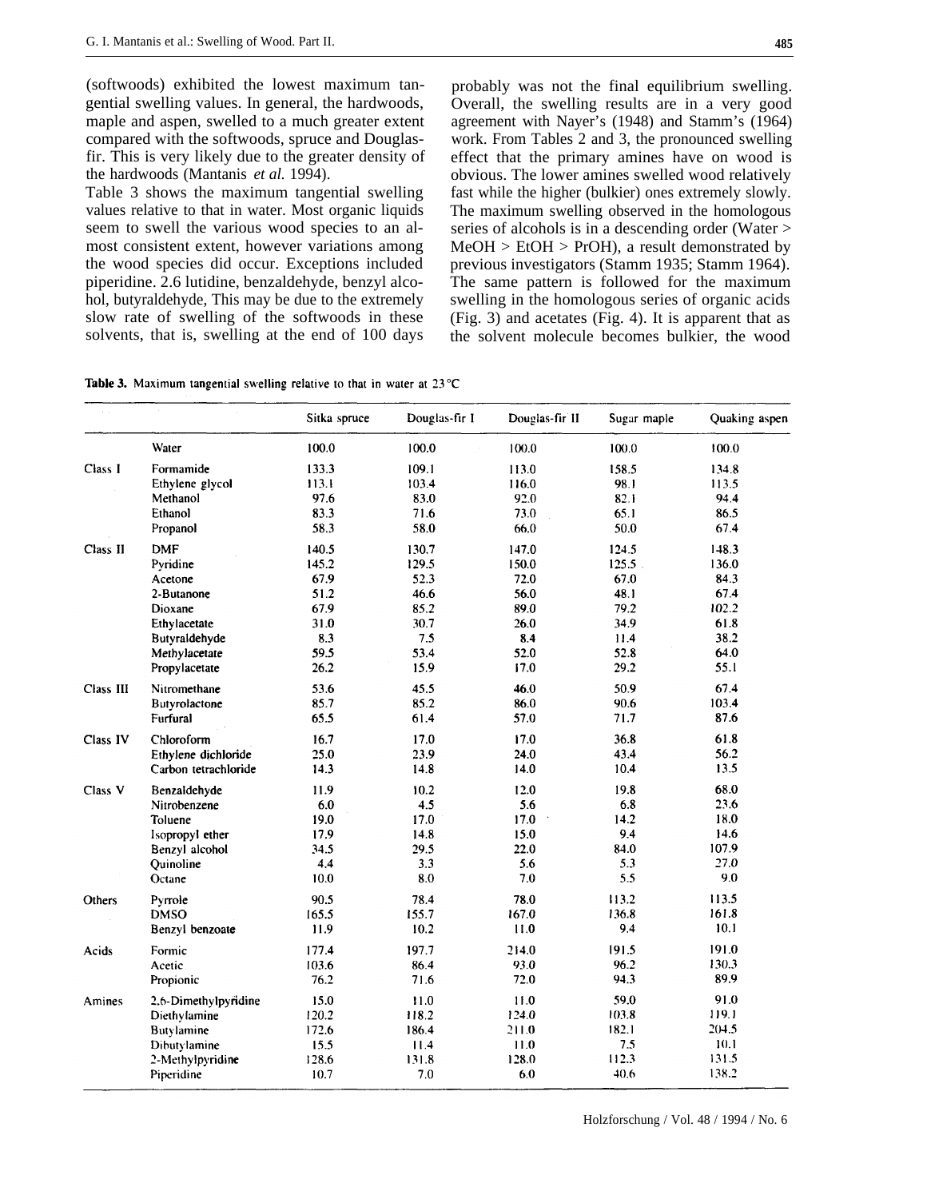(softwoods) exhibited the lowest maximum tangential swelling values. In general, the hardwoods, maple and aspen, swelled to a much greater extent compared with the softwoods, spruce and Douglas-fir. This is very likely due to the greater density of the hardwoods (Mantanis *et al.* 1994).

Table 3 shows the maximum tangential swelling values relative to that in water. Most organic liquids seem to swell the various wood species to an almost consistent extent, however variations among the wood species did occur. Exceptions included piperidine. 2.6 lutidine, benzaldehyde, benzyl alcohol, butyraldehyde, This may be due to the extremely slow rate of swelling of the softwoods in these solvents, that is, swelling at the end of 100 days probably was not the final equilibrium swelling. Overall, the swelling results are in a very good agreement with Nayer's (1948) and Stamm's (1964) work. From Tables 2 and 3, the pronounced swelling effect that the primary amines have on wood is obvious. The lower amines swelled wood relatively fast while the higher (bulkier) ones extremely slowly. The maximum swelling observed in the homologous series of alcohols is in a descending order (Water > MeOH > EtOH > PrOH), a result demonstrated by previous investigators (Stamm 1935; Stamm 1964). The same pattern is followed for the maximum swelling in the homologous series of organic acids (Fig. 3) and acetates (Fig. 4). It is apparent that as the solvent molecule becomes bulkier, the wood

**Table 3.** Maximum tangential swelling relative to that in water at 23 °C

| | | Sitka spruce | Douglas-fir I | Douglas-fir II | Sugar maple | Quaking aspen |
|---|---|---|---|---|---|---|
| | Water | 100.0 | 100.0 | 100.0 | 100.0 | 100.0 |
| Class I | Formamide | 133.3 | 109.1 | 113.0 | 158.5 | 134.8 |
| | Ethylene glycol | 113.1 | 103.4 | 116.0 | 98.1 | 113.5 |
| | Methanol | 97.6 | 83.0 | 92.0 | 82.1 | 94.4 |
| | Ethanol | 83.3 | 71.6 | 73.0 | 65.1 | 86.5 |
| | Propanol | 58.3 | 58.0 | 66.0 | 50.0 | 67.4 |
| Class II | DMF | 140.5 | 130.7 | 147.0 | 124.5 | 148.3 |
| | Pyridine | 145.2 | 129.5 | 150.0 | 125.5 | 136.0 |
| | Acetone | 67.9 | 52.3 | 72.0 | 67.0 | 84.3 |
| | 2-Butanone | 51.2 | 46.6 | 56.0 | 48.1 | 67.4 |
| | Dioxane | 67.9 | 85.2 | 89.0 | 79.2 | 102.2 |
| | Ethylacetate | 31.0 | 30.7 | 26.0 | 34.9 | 61.8 |
| | Butyraldehyde | 8.3 | 7.5 | 8.4 | 11.4 | 38.2 |
| | Methylacetate | 59.5 | 53.4 | 52.0 | 52.8 | 64.0 |
| | Propylacetate | 26.2 | 15.9 | 17.0 | 29.2 | 55.1 |
| Class III | Nitromethane | 53.6 | 45.5 | 46.0 | 50.9 | 67.4 |
| | Butyrolactone | 85.7 | 85.2 | 86.0 | 90.6 | 103.4 |
| | Furfural | 65.5 | 61.4 | 57.0 | 71.7 | 87.6 |
| Class IV | Chloroform | 16.7 | 17.0 | 17.0 | 36.8 | 61.8 |
| | Ethylene dichloride | 25.0 | 23.9 | 24.0 | 43.4 | 56.2 |
| | Carbon tetrachloride | 14.3 | 14.8 | 14.0 | 10.4 | 13.5 |
| Class V | Benzaldehyde | 11.9 | 10.2 | 12.0 | 19.8 | 68.0 |
| | Nitrobenzene | 6.0 | 4.5 | 5.6 | 6.8 | 23.6 |
| | Toluene | 19.0 | 17.0 | 17.0 | 14.2 | 18.0 |
| | Isopropyl ether | 17.9 | 14.8 | 15.0 | 9.4 | 14.6 |
| | Benzyl alcohol | 34.5 | 29.5 | 22.0 | 84.0 | 107.9 |
| | Quinoline | 4.4 | 3.3 | 5.6 | 5.3 | 27.0 |
| | Octane | 10.0 | 8.0 | 7.0 | 5.5 | 9.0 |
| Others | Pyrrole | 90.5 | 78.4 | 78.0 | 113.2 | 113.5 |
| | DMSO | 165.5 | 155.7 | 167.0 | 136.8 | 161.8 |
| | Benzyl benzoate | 11.9 | 10.2 | 11.0 | 9.4 | 10.1 |
| Acids | Formic | 177.4 | 197.7 | 214.0 | 191.5 | 191.0 |
| | Acetic | 103.6 | 86.4 | 93.0 | 96.2 | 130.3 |
| | Propionic | 76.2 | 71.6 | 72.0 | 94.3 | 89.9 |
| Amines | 2,6-Dimethylpyridine | 15.0 | 11.0 | 11.0 | 59.0 | 91.0 |
| | Diethylamine | 120.2 | 118.2 | 124.0 | 103.8 | 119.1 |
| | Butylamine | 172.6 | 186.4 | 211.0 | 182.1 | 204.5 |
| | Dibutylamine | 15.5 | 11.4 | 11.0 | 7.5 | 10.1 |
| | 2-Methylpyridine | 128.6 | 131.8 | 128.0 | 112.3 | 131.5 |
| | Piperidine | 10.7 | 7.0 | 6.0 | 40.6 | 138.2 |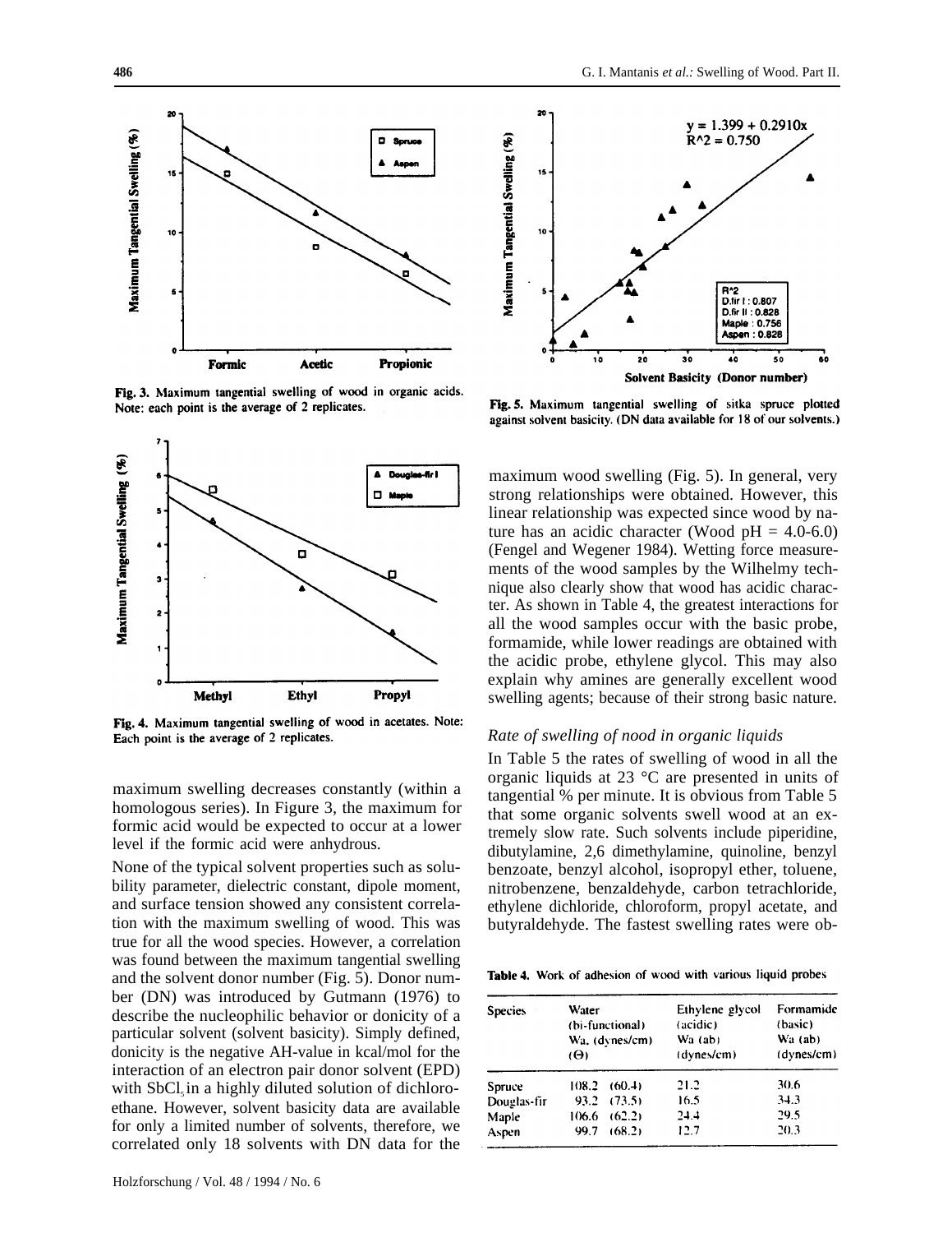Fig. 3. Maximum tangential swelling of wood in organic acids. Note: each point is the average of 2 replicates.

Fig. 4. Maximum tangential swelling of wood in acetates. Note: Each point is the average of 2 replicates.

maximum swelling decreases constantly (within a homologous series). In Figure 3, the maximum for formic acid would be expected to occur at a lower level if the formic acid were anhydrous.

None of the typical solvent properties such as solubility parameter, dielectric constant, dipole moment, and surface tension showed any consistent correlation with the maximum swelling of wood. This was true for all the wood species. However, a correlation was found between the maximum tangential swelling and the solvent donor number (Fig. 5). Donor number (DN) was introduced by Gutmann (1976) to describe the nucleophilic behavior or donicity of a particular solvent (solvent basicity). Simply defined, donicity is the negative ΔH-value in kcal/mol for the interaction of an electron pair donor solvent (EPD) with $SbCl_5$ in a highly diluted solution of dichloroethane. However, solvent basicity data are available for only a limited number of solvents, therefore, we correlated only 18 solvents with DN data for the

Fig. 5. Maximum tangential swelling of sitka spruce plotted against solvent basicity. (DN data available for 18 of our solvents.)

maximum wood swelling (Fig. 5). In general, very strong relationships were obtained. However, this linear relationship was expected since wood by nature has an acidic character (Wood pH = 4.0-6.0) (Fengel and Wegener 1984). Wetting force measurements of the wood samples by the Wilhelmy technique also clearly show that wood has acidic character. As shown in Table 4, the greatest interactions for all the wood samples occur with the basic probe, formamide, while lower readings are obtained with the acidic probe, ethylene glycol. This may also explain why amines are generally excellent wood swelling agents; because of their strong basic nature.

*Rate of swelling of nood in organic liquids*

In Table 5 the rates of swelling of wood in all the organic liquids at 23 °C are presented in units of tangential % per minute. It is obvious from Table 5 that some organic solvents swell wood at an extremely slow rate. Such solvents include piperidine, dibutylamine, 2,6 dimethylamine, quinoline, benzyl benzoate, benzyl alcohol, isopropyl ether, toluene, nitrobenzene, benzaldehyde, carbon tetrachloride, ethylene dichloride, chloroform, propyl acetate, and butyraldehyde. The fastest swelling rates were ob-

Table 4. Work of adhesion of wood with various liquid probes

| Species | Water (bi-functional) Wa, (dynes/cm) (Θ) | Ethylene glycol (acidic) Wa (ab) (dynes/cm) | Formamide (basic) Wa (ab) (dynes/cm) |
|---|---|---|---|
| Spruce | 108.2 (60.4) | 21.2 | 30.6 |
| Douglas-fir | 93.2 (73.5) | 16.5 | 34.3 |
| Maple | 106.6 (62.2) | 24.4 | 29.5 |
| Aspen | 99.7 (68.2) | 12.7 | 20.3 |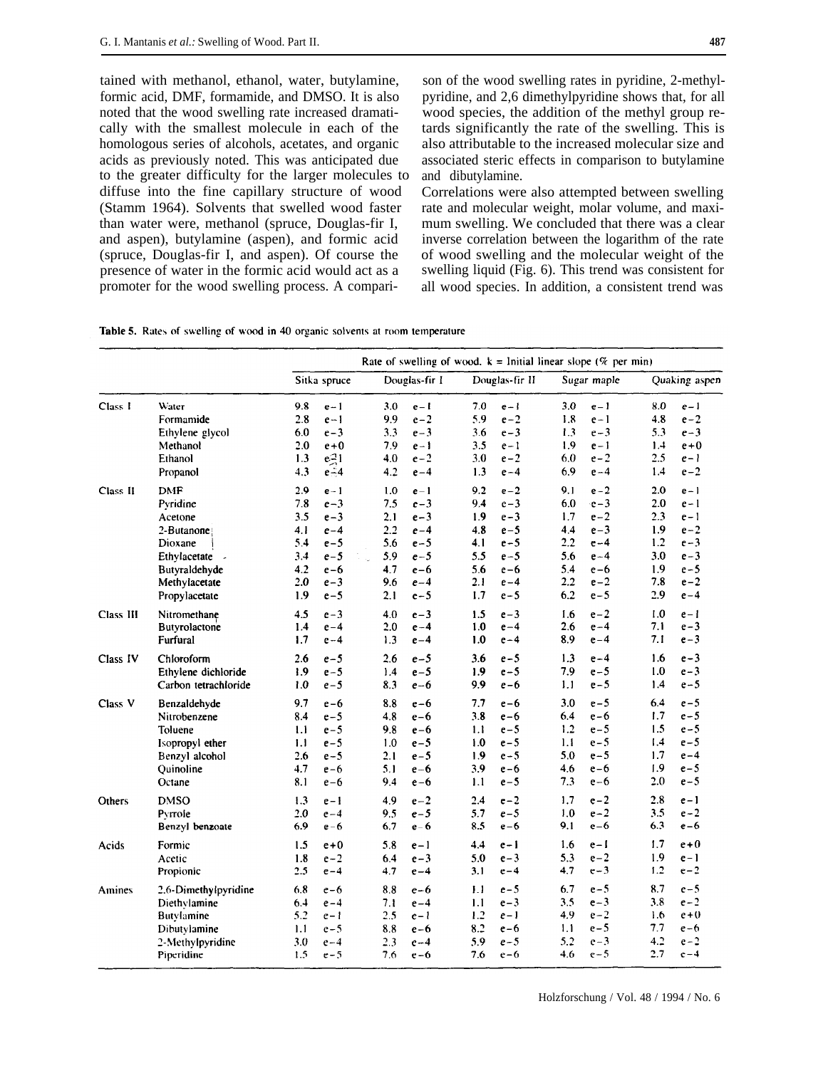tained with methanol, ethanol, water, butylamine, formic acid, DMF, formamide, and DMSO. It is also noted that the wood swelling rate increased dramatically with the smallest molecule in each of the homologous series of alcohols, acetates, and organic acids as previously noted. This was anticipated due to the greater difficulty for the larger molecules to diffuse into the fine capillary structure of wood (Stamm 1964). Solvents that swelled wood faster than water were, methanol (spruce, Douglas-fir I, and aspen), butylamine (aspen), and formic acid (spruce, Douglas-fir I, and aspen). Of course the presence of water in the formic acid would act as a promoter for the wood swelling process. A comparison of the wood swelling rates in pyridine, 2-methylpyridine, and 2,6 dimethylpyridine shows that, for all wood species, the addition of the methyl group retards significantly the rate of the swelling. This is also attributable to the increased molecular size and associated steric effects in comparison to butylamine and dibutylamine.

Correlations were also attempted between swelling rate and molecular weight, molar volume, and maximum swelling. We concluded that there was a clear inverse correlation between the logarithm of the rate of wood swelling and the molecular weight of the swelling liquid (Fig. 6). This trend was consistent for all wood species. In addition, a consistent trend was

**Table 5.** Rates of swelling of wood in 40 organic solvents at room temperature

| | | Rate of swelling of wood. k = Initial linear slope (% per min) | | | | |
|---|---|---|---|---|---|---|
| | | Sitka spruce | Douglas-fir I | Douglas-fir II | Sugar maple | Quaking aspen |
| Class I | Water | 9.8 e−1 | 3.0 e−1 | 7.0 e−1 | 3.0 e−1 | 8.0 e−1 |
| | Formamide | 2.8 e−1 | 9.9 e−2 | 5.9 e−2 | 1.8 e−1 | 4.8 e−2 |
| | Ethylene glycol | 6.0 e−3 | 3.3 e−3 | 3.6 e−3 | 1.3 e−3 | 5.3 e−3 |
| | Methanol | 2.0 e+0 | 7.9 e−1 | 3.5 e−1 | 1.9 e−1 | 1.4 e+0 |
| | Ethanol | 1.3 e−1 | 4.0 e−2 | 3.0 e−2 | 6.0 e−2 | 2.5 e−1 |
| | Propanol | 4.3 e−4 | 4.2 e−4 | 1.3 e−4 | 6.9 e−4 | 1.4 e−2 |
| Class II | DMF | 2.9 e−1 | 1.0 e−1 | 9.2 e−2 | 9.1 e−2 | 2.0 e−1 |
| | Pyridine | 7.8 e−3 | 7.5 e−3 | 9.4 e−3 | 6.0 e−3 | 2.0 e−1 |
| | Acetone | 3.5 e−3 | 2.1 e−3 | 1.9 e−3 | 1.7 e−2 | 2.3 e−1 |
| | 2-Butanone | 4.1 e−4 | 2.2 e−4 | 4.8 e−5 | 4.4 e−3 | 1.9 e−2 |
| | Dioxane | 5.4 e−5 | 5.6 e−5 | 4.1 e−5 | 2.2 e−4 | 1.2 e−3 |
| | Ethylacetate | 3.4 e−5 | 5.9 e−5 | 5.5 e−5 | 5.6 e−4 | 3.0 e−3 |
| | Butyraldehyde | 4.2 e−6 | 4.7 e−6 | 5.6 e−6 | 5.4 e−6 | 1.9 e−5 |
| | Methylacetate | 2.0 e−3 | 9.6 e−4 | 2.1 e−4 | 2.2 e−2 | 7.8 e−2 |
| | Propylacetate | 1.9 e−5 | 2.1 e−5 | 1.7 e−5 | 6.2 e−5 | 2.9 e−4 |
| Class III | Nitromethane | 4.5 e−3 | 4.0 e−3 | 1.5 e−3 | 1.6 e−2 | 1.0 e−1 |
| | Butyrolactone | 1.4 e−4 | 2.0 e−4 | 1.0 e−4 | 2.6 e−4 | 7.1 e−3 |
| | Furfural | 1.7 e−4 | 1.3 e−4 | 1.0 e−4 | 8.9 e−4 | 7.1 e−3 |
| Class IV | Chloroform | 2.6 e−5 | 2.6 e−5 | 3.6 e−5 | 1.3 e−4 | 1.6 e−3 |
| | Ethylene dichloride | 1.9 e−5 | 1.4 e−5 | 1.9 e−5 | 7.9 e−5 | 1.0 e−3 |
| | Carbon tetrachloride | 1.0 e−5 | 8.3 e−6 | 9.9 e−6 | 1.1 e−5 | 1.4 e−5 |
| Class V | Benzaldehyde | 9.7 e−6 | 8.8 e−6 | 7.7 e−6 | 3.0 e−5 | 6.4 e−5 |
| | Nitrobenzene | 8.4 e−5 | 4.8 e−6 | 3.8 e−6 | 6.4 e−6 | 1.7 e−5 |
| | Toluene | 1.1 e−5 | 9.8 e−6 | 1.1 e−5 | 1.2 e−5 | 1.5 e−5 |
| | Isopropyl ether | 1.1 e−5 | 1.0 e−5 | 1.0 e−5 | 1.1 e−5 | 1.4 e−5 |
| | Benzyl alcohol | 2.6 e−5 | 2.1 e−5 | 1.9 e−5 | 5.0 e−5 | 1.7 e−4 |
| | Quinoline | 4.7 e−6 | 5.1 e−6 | 3.9 e−6 | 4.6 e−6 | 1.9 e−5 |
| | Octane | 8.1 e−6 | 9.4 e−6 | 1.1 e−5 | 7.3 e−6 | 2.0 e−5 |
| Others | DMSO | 1.3 e−1 | 4.9 e−2 | 2.4 e−2 | 1.7 e−2 | 2.8 e−1 |
| | Pyrrole | 2.0 e−4 | 9.5 e−5 | 5.7 e−5 | 1.0 e−2 | 3.5 e−2 |
| | Benzyl benzoate | 6.9 e−6 | 6.7 e−6 | 8.5 e−6 | 9.1 e−6 | 6.3 e−6 |
| Acids | Formic | 1.5 e+0 | 5.8 e−1 | 4.4 e−1 | 1.6 e−1 | 1.7 e+0 |
| | Acetic | 1.8 e−2 | 6.4 e−3 | 5.0 e−3 | 5.3 e−2 | 1.9 e−1 |
| | Propionic | 2.5 e−4 | 4.7 e−4 | 3.1 e−4 | 4.7 e−3 | 1.2 e−2 |
| Amines | 2,6-Dimethylpyridine | 6.8 e−6 | 8.8 e−6 | 1.1 e−5 | 6.7 e−5 | 8.7 e−5 |
| | Diethylamine | 6.4 e−4 | 7.1 e−4 | 1.1 e−3 | 3.5 e−3 | 3.8 e−2 |
| | Butylamine | 5.2 e−1 | 2.5 e−1 | 1.2 e−1 | 4.9 e−2 | 1.6 e+0 |
| | Dibutylamine | 1.1 e−5 | 8.8 e−6 | 8.2 e−6 | 1.1 e−5 | 7.7 e−6 |
| | 2-Methylpyridine | 3.0 e−4 | 2.3 e−4 | 5.9 e−5 | 5.2 e−3 | 4.2 e−2 |
| | Piperidine | 1.5 e−5 | 7.6 e−6 | 7.6 e−6 | 4.6 e−5 | 2.7 e−4 |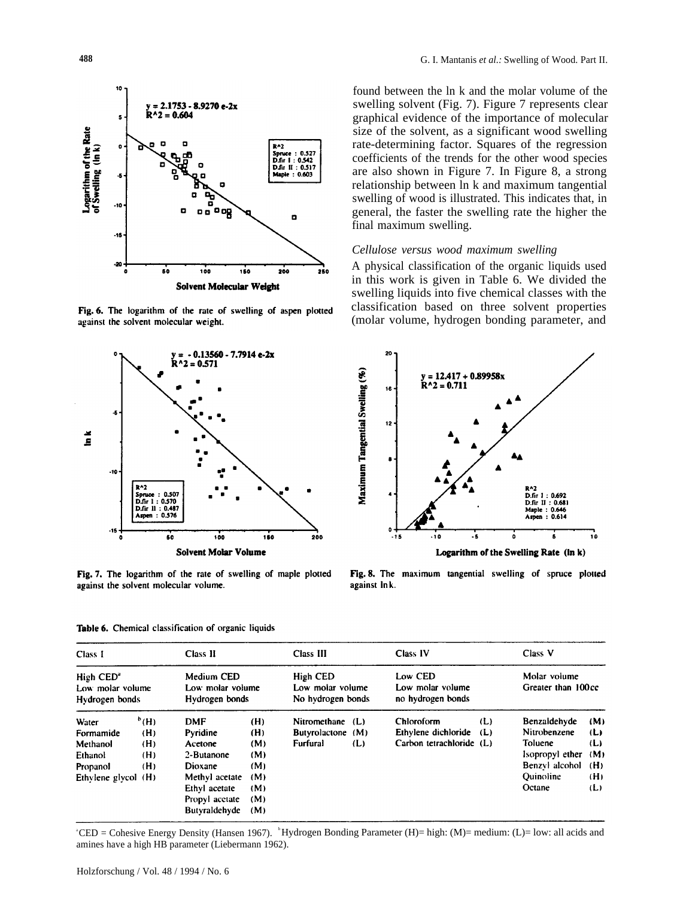found between the ln k and the molar volume of the swelling solvent (Fig. 7). Figure 7 represents clear graphical evidence of the importance of molecular size of the solvent, as a significant wood swelling rate-determining factor. Squares of the regression coefficients of the trends for the other wood species are also shown in Figure 7. In Figure 8, a strong relationship between ln k and maximum tangential swelling of wood is illustrated. This indicates that, in general, the faster the swelling rate the higher the final maximum swelling.

Fig. 6. The logarithm of the rate of swelling of aspen plotted against the solvent molecular weight.

Fig. 7. The logarithm of the rate of swelling of maple plotted against the solvent molecular volume.

Fig. 8. The maximum tangential swelling of spruce plotted against ln k.

*Cellulose versus wood maximum swelling*

A physical classification of the organic liquids used in this work is given in Table 6. We divided the swelling liquids into five chemical classes with the classification based on three solvent properties (molar volume, hydrogen bonding parameter, and

**Table 6.** Chemical classification of organic liquids

| Class I | | Class II | | Class III | | Class IV | | Class V | |
|---|---|---|---|---|---|---|---|---|---|
| High CED[a] Low molar volume Hydrogen bonds | | Medium CED Low molar volume Hydrogen bonds | | High CED Low molar volume No hydrogen bonds | | Low CED Low molar volume no hydrogen bonds | | Molar volume Greater than 100cc | |
| Water | [b](H) | DMF | (H) | Nitromethane | (L) | Chloroform | (L) | Benzaldehyde | (M) |
| Formamide | (H) | Pyridine | (H) | Butyrolactone | (M) | Ethylene dichloride | (L) | Nitrobenzene | (L) |
| Methanol | (H) | Acetone | (M) | Furfural | (L) | Carbon tetrachloride | (L) | Toluene | (L) |
| Ethanol | (H) | 2-Butanone | (M) | | | | | Isopropyl ether | (M) |
| Propanol | (H) | Dioxane | (M) | | | | | Benzyl alcohol | (H) |
| Ethylene glycol | (H) | Methyl acetate | (M) | | | | | Quinoline | (H) |
| | | Ethyl acetate | (M) | | | | | Octane | (L) |
| | | Propyl acetate | (M) | | | | | | |
| | | Butyraldehyde | (M) | | | | | | |

[a]CED = Cohesive Energy Density (Hansen 1967). [b]Hydrogen Bonding Parameter (H)= high: (M)= medium: (L)= low: all acids and amines have a high HB parameter (Liebermann 1962).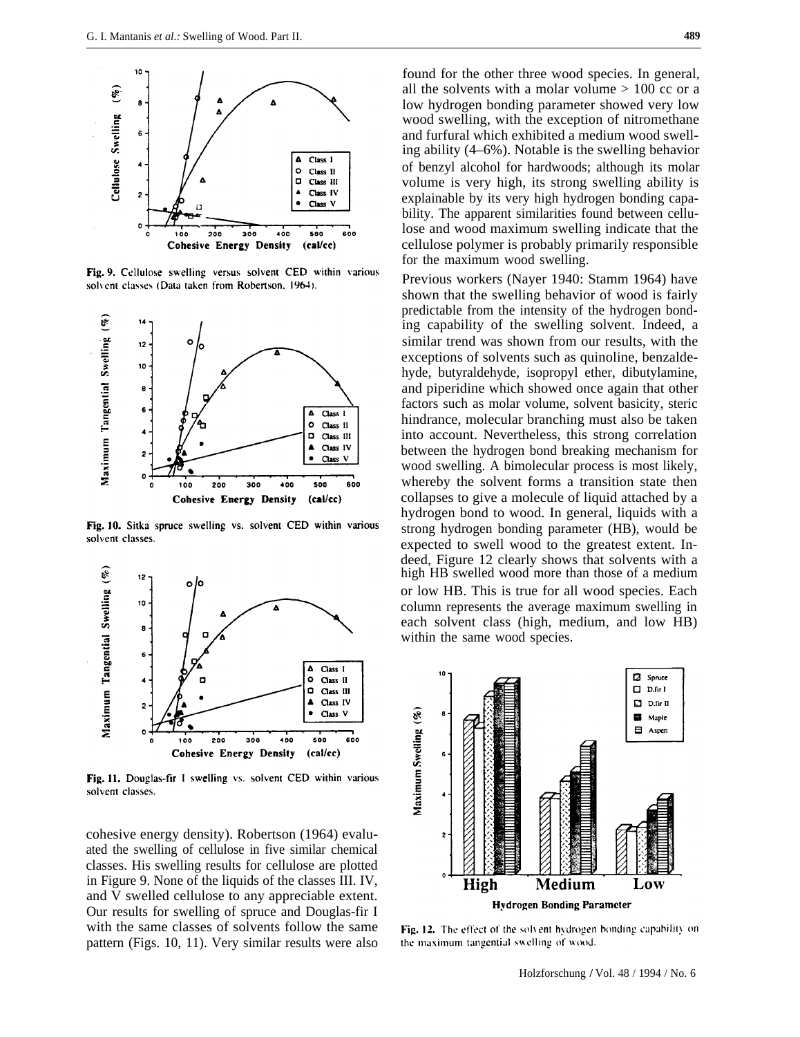Fig. 9. Cellulose swelling versus solvent CED within various solvent classes (Data taken from Robertson, 1964).

Fig. 10. Sitka spruce swelling vs. solvent CED within various solvent classes.

Fig. 11. Douglas-fir I swelling vs. solvent CED within various solvent classes.

cohesive energy density). Robertson (1964) evaluated the swelling of cellulose in five similar chemical classes. His swelling results for cellulose are plotted in Figure 9. None of the liquids of the classes III. IV, and V swelled cellulose to any appreciable extent. Our results for swelling of spruce and Douglas-fir I with the same classes of solvents follow the same pattern (Figs. 10, 11). Very similar results were also found for the other three wood species. In general, all the solvents with a molar volume > 100 cc or a low hydrogen bonding parameter showed very low wood swelling, with the exception of nitromethane and furfural which exhibited a medium wood swelling ability (4–6%). Notable is the swelling behavior of benzyl alcohol for hardwoods; although its molar volume is very high, its strong swelling ability is explainable by its very high hydrogen bonding capability. The apparent similarities found between cellulose and wood maximum swelling indicate that the cellulose polymer is probably primarily responsible for the maximum wood swelling.

Previous workers (Nayer 1940: Stamm 1964) have shown that the swelling behavior of wood is fairly predictable from the intensity of the hydrogen bonding capability of the swelling solvent. Indeed, a similar trend was shown from our results, with the exceptions of solvents such as quinoline, benzaldehyde, butyraldehyde, isopropyl ether, dibutylamine, and piperidine which showed once again that other factors such as molar volume, solvent basicity, steric hindrance, molecular branching must also be taken into account. Nevertheless, this strong correlation between the hydrogen bond breaking mechanism for wood swelling. A bimolecular process is most likely, whereby the solvent forms a transition state then collapses to give a molecule of liquid attached by a hydrogen bond to wood. In general, liquids with a strong hydrogen bonding parameter (HB), would be expected to swell wood to the greatest extent. Indeed, Figure 12 clearly shows that solvents with a high HB swelled wood more than those of a medium or low HB. This is true for all wood species. Each column represents the average maximum swelling in each solvent class (high, medium, and low HB) within the same wood species.

Fig. 12. The effect of the solvent hydrogen bonding capability on the maximum tangential swelling of wood.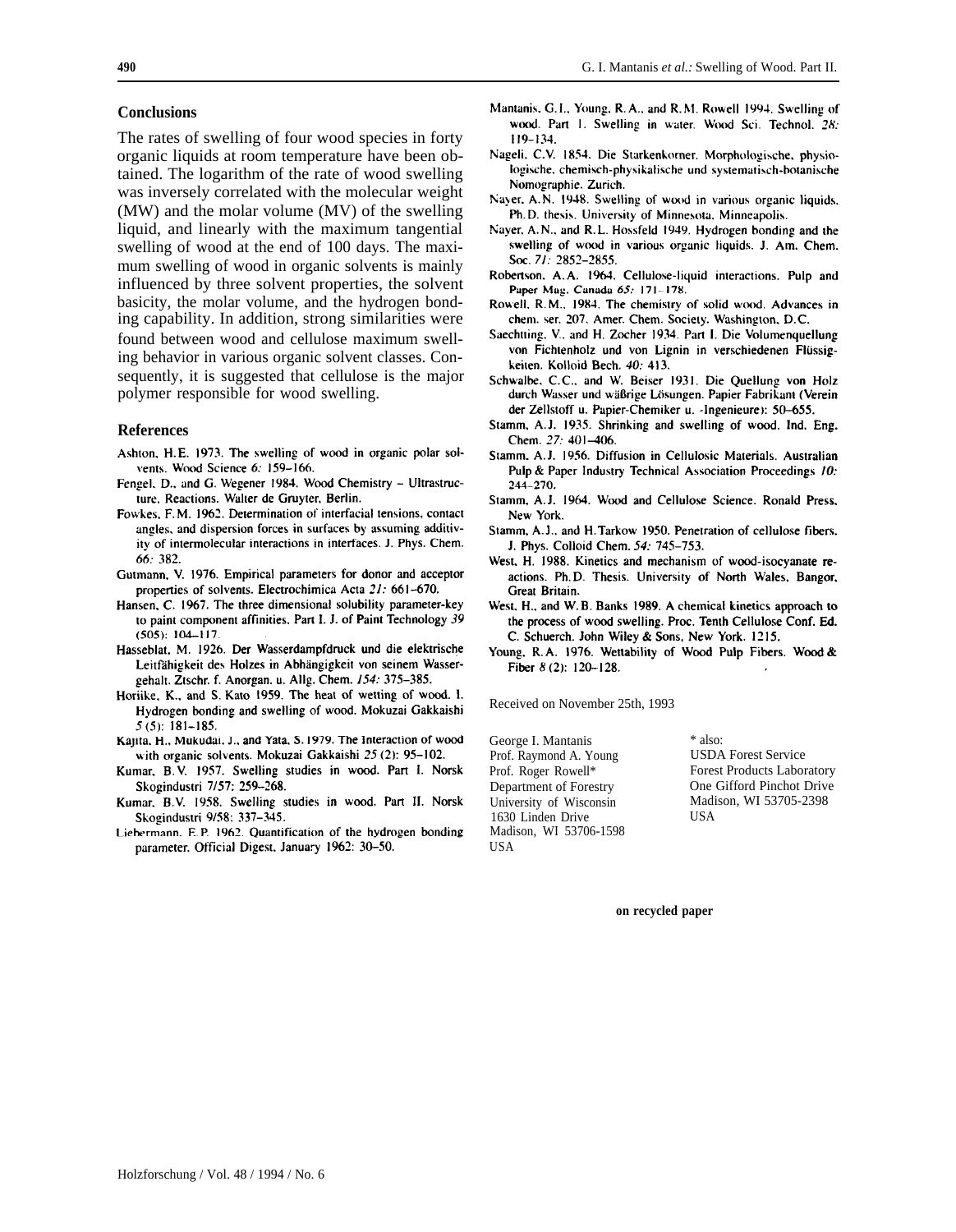## Conclusions

The rates of swelling of four wood species in forty organic liquids at room temperature have been obtained. The logarithm of the rate of wood swelling was inversely correlated with the molecular weight (MW) and the molar volume (MV) of the swelling liquid, and linearly with the maximum tangential swelling of wood at the end of 100 days. The maximum swelling of wood in organic solvents is mainly influenced by three solvent properties, the solvent basicity, the molar volume, and the hydrogen bonding capability. In addition, strong similarities were found between wood and cellulose maximum swelling behavior in various organic solvent classes. Consequently, it is suggested that cellulose is the major polymer responsible for wood swelling.

## References

Ashton, H.E. 1973. The swelling of wood in organic polar solvents. Wood Science *6:* 159–166.

Fengel, D., and G. Wegener 1984. Wood Chemistry – Ultrastructure, Reactions. Walter de Gruyter, Berlin.

Fowkes, F.M. 1962. Determination of interfacial tensions, contact angles, and dispersion forces in surfaces by assuming additivity of intermolecular interactions in interfaces. J. Phys. Chem. *66:* 382.

Gutmann, V. 1976. Empirical parameters for donor and acceptor properties of solvents. Electrochimica Acta *21:* 661–670.

Hansen, C. 1967. The three dimensional solubility parameter-key to paint component affinities. Part I. J. of Paint Technology *39* (505): 104–117.

Hasseblat, M. 1926. Der Wasserdampfdruck und die elektrische Leitfähigkeit des Holzes in Abhängigkeit von seinem Wassergehalt. Ztschr. f. Anorgan. u. Allg. Chem. *154:* 375–385.

Horiike, K., and S. Kato 1959. The heat of wetting of wood. I. Hydrogen bonding and swelling of wood. Mokuzai Gakkaishi *5* (5): 181–185.

Kajita, H., Mukudai, J., and Yata, S. 1979. The interaction of wood with organic solvents. Mokuzai Gakkaishi *25* (2): 95–102.

Kumar, B.V. 1957. Swelling studies in wood. Part I. Norsk Skogindustri 7/57: 259–268.

Kumar, B.V. 1958. Swelling studies in wood. Part II. Norsk Skogindustri 9/58: 337–345.

Liebermann, F.P. 1962. Quantification of the hydrogen bonding parameter. Official Digest. January 1962: 30–50.

Mantanis, G.I., Young, R.A., and R.M. Rowell 1994. Swelling of wood. Part 1. Swelling in water. Wood Sci. Technol. *28:* 119–134.

Nageli, C.V. 1854. Die Starkenkorner. Morphologische, physiologische, chemisch-physikalische und systematisch-botanische Nomographie. Zurich.

Nayer, A.N. 1948. Swelling of wood in various organic liquids. Ph.D. thesis. University of Minnesota, Minneapolis.

Nayer, A.N., and R.L. Hossfeld 1949. Hydrogen bonding and the swelling of wood in various organic liquids. J. Am. Chem. Soc. *71:* 2852–2855.

Robertson, A.A. 1964. Cellulose-liquid interactions. Pulp and Paper Mag. Canada *65:* 171–178.

Rowell, R.M., 1984. The chemistry of solid wood. Advances in chem. ser. 207. Amer. Chem. Society. Washington, D.C.

Saechtling, V., and H. Zocher 1934. Part I. Die Volumenquellung von Fichtenholz und von Lignin in verschiedenen Flüssigkeiten. Kolloid Bech. *40:* 413.

Schwalbe, C.C., and W. Beiser 1931. Die Quellung von Holz durch Wasser und wäßrige Lösungen. Papier Fabrikant (Verein der Zellstoff u. Papier-Chemiker u. -Ingenieure): 50–655.

Stamm, A.J. 1935. Shrinking and swelling of wood. Ind. Eng. Chem. *27:* 401–406.

Stamm, A.J. 1956. Diffusion in Cellulosic Materials. Australian Pulp & Paper Industry Technical Association Proceedings *10:* 244–270.

Stamm, A.J. 1964. Wood and Cellulose Science. Ronald Press, New York.

Stamm, A.J., and H. Tarkow 1950. Penetration of cellulose fibers. J. Phys. Colloid Chem. *54:* 745–753.

West, H. 1988. Kinetics and mechanism of wood-isocyanate reactions. Ph.D. Thesis. University of North Wales, Bangor, Great Britain.

West, H., and W.B. Banks 1989. A chemical kinetics approach to the process of wood swelling. Proc. Tenth Cellulose Conf. Ed. C. Schuerch. John Wiley & Sons, New York. 1215.

Young, R.A. 1976. Wettability of Wood Pulp Fibers. Wood & Fiber *8* (2): 120–128.

Received on November 25th, 1993

George I. Mantanis
Prof. Raymond A. Young
Prof. Roger Rowell*
Department of Forestry
University of Wisconsin
1630 Linden Drive
Madison, WI 53706-1598
USA

\* also:
USDA Forest Service
Forest Products Laboratory
One Gifford Pinchot Drive
Madison, WI 53705-2398
USA

**on recycled paper**